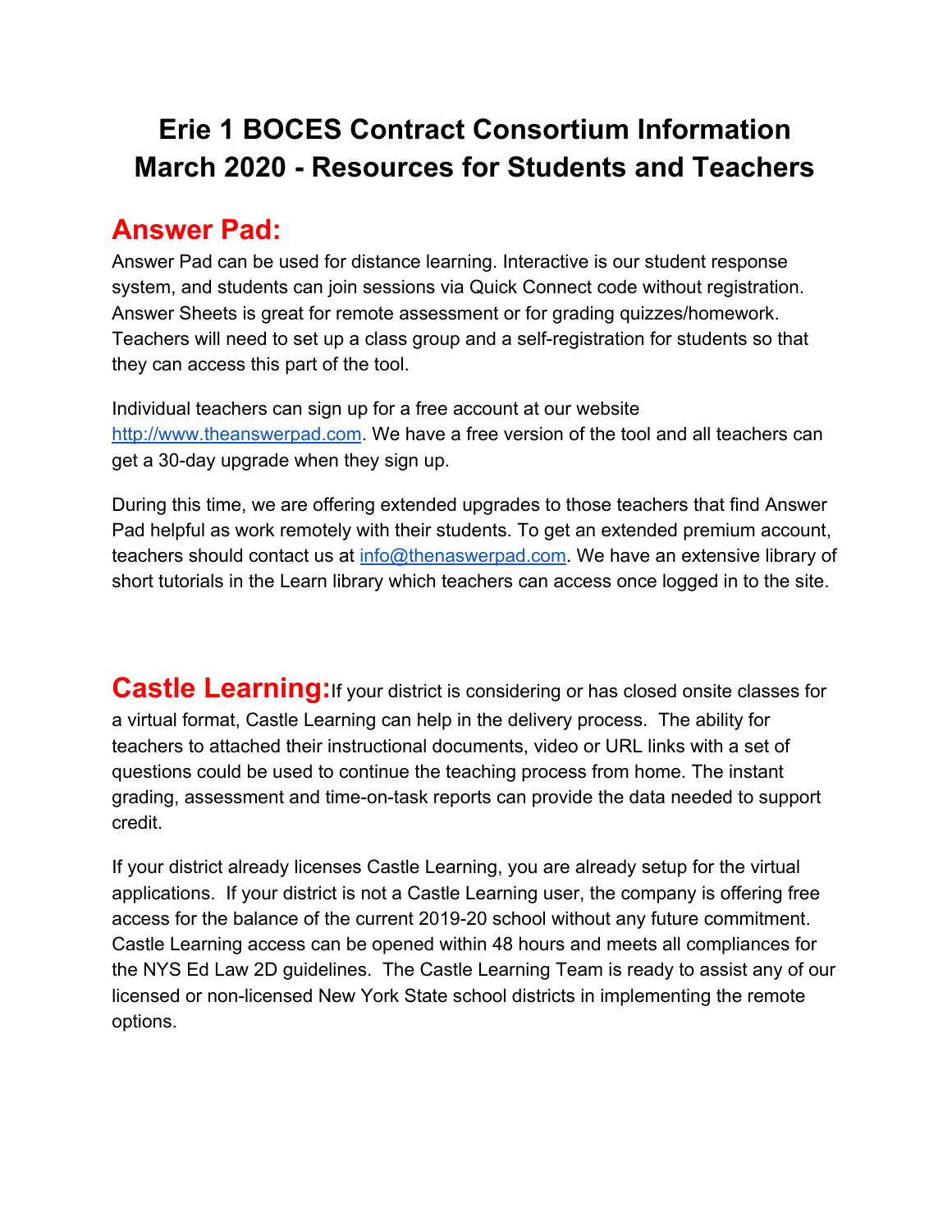# Erie 1 BOCES Contract Consortium Information
# March 2020 - Resources for Students and Teachers

## Answer Pad:

Answer Pad can be used for distance learning. Interactive is our student response system, and students can join sessions via Quick Connect code without registration. Answer Sheets is great for remote assessment or for grading quizzes/homework. Teachers will need to set up a class group and a self-registration for students so that they can access this part of the tool.

Individual teachers can sign up for a free account at our website http://www.theanswerpad.com. We have a free version of the tool and all teachers can get a 30-day upgrade when they sign up.

During this time, we are offering extended upgrades to those teachers that find Answer Pad helpful as work remotely with their students. To get an extended premium account, teachers should contact us at info@thenaswerpad.com. We have an extensive library of short tutorials in the Learn library which teachers can access once logged in to the site.

## Castle Learning:

If your district is considering or has closed onsite classes for a virtual format, Castle Learning can help in the delivery process. The ability for teachers to attached their instructional documents, video or URL links with a set of questions could be used to continue the teaching process from home. The instant grading, assessment and time-on-task reports can provide the data needed to support credit.

If your district already licenses Castle Learning, you are already setup for the virtual applications. If your district is not a Castle Learning user, the company is offering free access for the balance of the current 2019-20 school without any future commitment. Castle Learning access can be opened within 48 hours and meets all compliances for the NYS Ed Law 2D guidelines. The Castle Learning Team is ready to assist any of our licensed or non-licensed New York State school districts in implementing the remote options.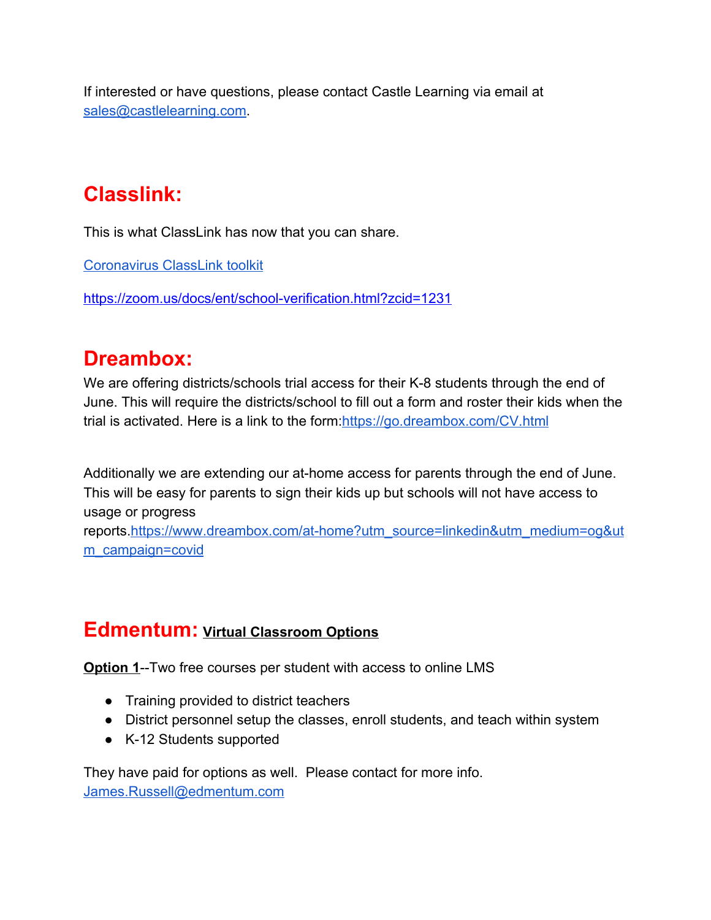If interested or have questions, please contact Castle Learning via email at sales@castlelearning.com.

# Classlink:

This is what ClassLink has now that you can share.

Coronavirus ClassLink toolkit

https://zoom.us/docs/ent/school-verification.html?zcid=1231

# Dreambox:

We are offering districts/schools trial access for their K-8 students through the end of June. This will require the districts/school to fill out a form and roster their kids when the trial is activated. Here is a link to the form:https://go.dreambox.com/CV.html

Additionally we are extending our at-home access for parents through the end of June. This will be easy for parents to sign their kids up but schools will not have access to usage or progress reports.https://www.dreambox.com/at-home?utm_source=linkedin&utm_medium=og&utm_campaign=covid

# Edmentum: Virtual Classroom Options

**Option 1**--Two free courses per student with access to online LMS

- Training provided to district teachers
- District personnel setup the classes, enroll students, and teach within system
- K-12 Students supported

They have paid for options as well. Please contact for more info. James.Russell@edmentum.com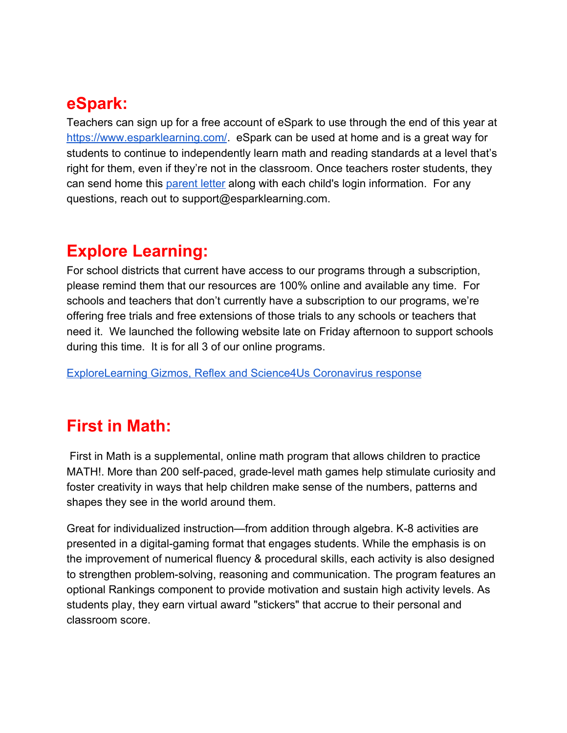## eSpark:

Teachers can sign up for a free account of eSpark to use through the end of this year at [https://www.esparklearning.com/](https://www.esparklearning.com/). eSpark can be used at home and is a great way for students to continue to independently learn math and reading standards at a level that's right for them, even if they're not in the classroom. Once teachers roster students, they can send home this parent letter along with each child's login information. For any questions, reach out to support@esparklearning.com.

## Explore Learning:

For school districts that current have access to our programs through a subscription, please remind them that our resources are 100% online and available any time. For schools and teachers that don't currently have a subscription to our programs, we're offering free trials and free extensions of those trials to any schools or teachers that need it. We launched the following website late on Friday afternoon to support schools during this time. It is for all 3 of our online programs.

ExploreLearning Gizmos, Reflex and Science4Us Coronavirus response

## First in Math:

First in Math is a supplemental, online math program that allows children to practice MATH!. More than 200 self-paced, grade-level math games help stimulate curiosity and foster creativity in ways that help children make sense of the numbers, patterns and shapes they see in the world around them.

Great for individualized instruction—from addition through algebra. K-8 activities are presented in a digital-gaming format that engages students. While the emphasis is on the improvement of numerical fluency & procedural skills, each activity is also designed to strengthen problem-solving, reasoning and communication. The program features an optional Rankings component to provide motivation and sustain high activity levels. As students play, they earn virtual award "stickers" that accrue to their personal and classroom score.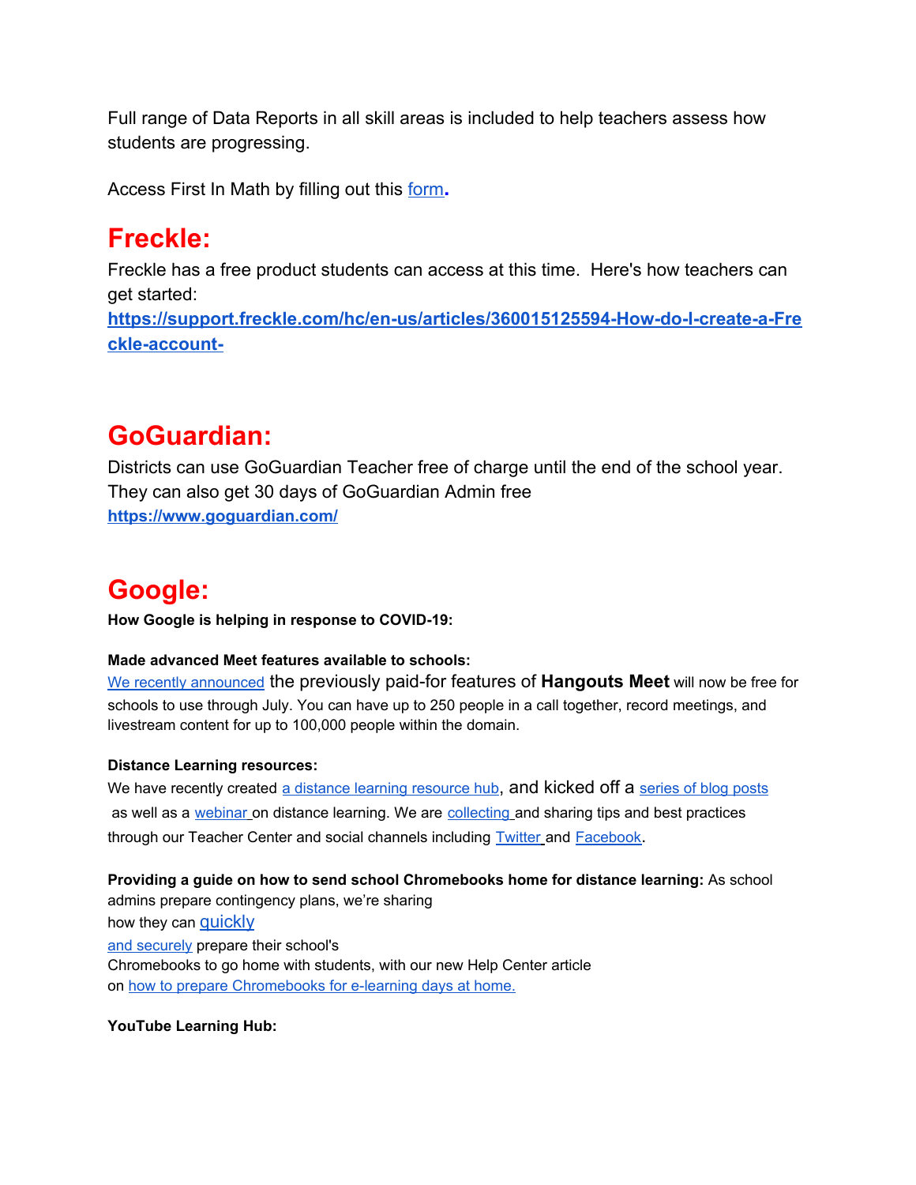Full range of Data Reports in all skill areas is included to help teachers assess how students are progressing.

Access First In Math by filling out this form**.**

# Freckle:

Freckle has a free product students can access at this time. Here's how teachers can get started:
**https://support.freckle.com/hc/en-us/articles/360015125594-How-do-I-create-a-Freckle-account-**

# GoGuardian:

Districts can use GoGuardian Teacher free of charge until the end of the school year. They can also get 30 days of GoGuardian Admin free
**https://www.goguardian.com/**

# Google:

**How Google is helping in response to COVID-19:**

**Made advanced Meet features available to schools:**
We recently announced the previously paid-for features of **Hangouts Meet** will now be free for schools to use through July. You can have up to 250 people in a call together, record meetings, and livestream content for up to 100,000 people within the domain.

**Distance Learning resources:**
We have recently created a distance learning resource hub, and kicked off a series of blog posts as well as a webinar on distance learning. We are collecting and sharing tips and best practices through our Teacher Center and social channels including Twitter and Facebook.

**Providing a guide on how to send school Chromebooks home for distance learning:** As school admins prepare contingency plans, we're sharing how they can quickly and securely prepare their school's Chromebooks to go home with students, with our new Help Center article on how to prepare Chromebooks for e-learning days at home.

**YouTube Learning Hub:**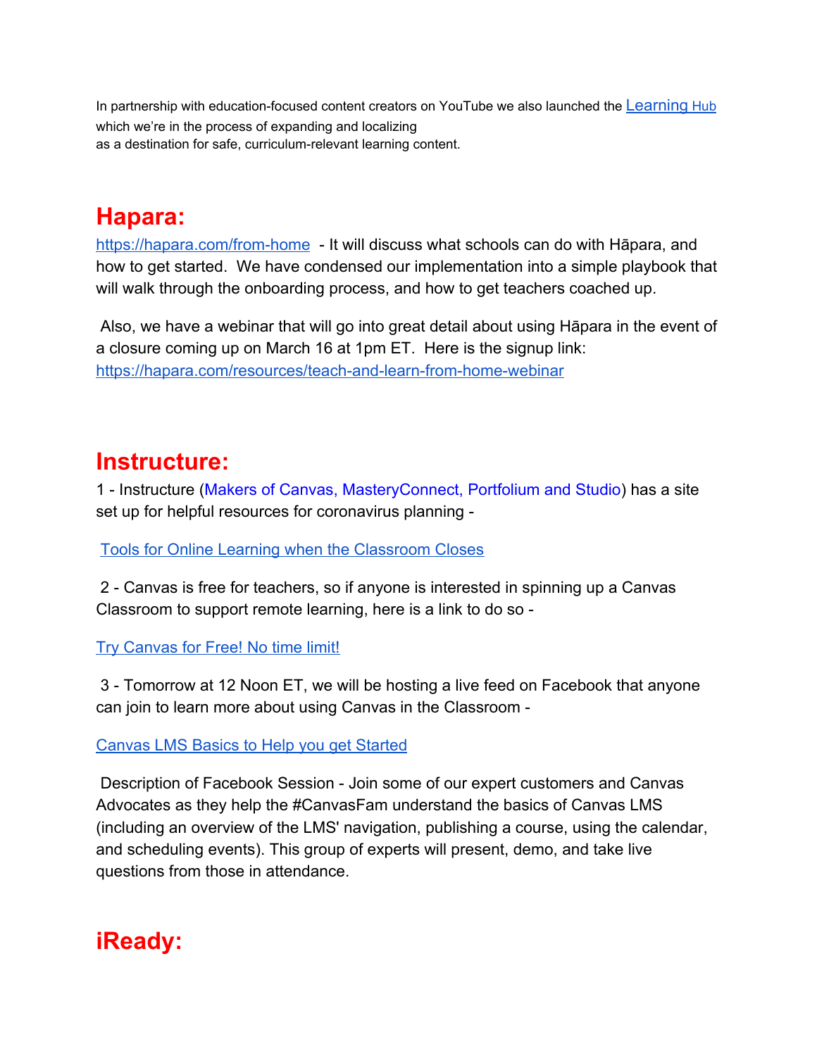In partnership with education-focused content creators on YouTube we also launched the [Learning Hub](#) which we're in the process of expanding and localizing as a destination for safe, curriculum-relevant learning content.

## Hapara:

[https://hapara.com/from-home](https://hapara.com/from-home) - It will discuss what schools can do with Hāpara, and how to get started. We have condensed our implementation into a simple playbook that will walk through the onboarding process, and how to get teachers coached up.

Also, we have a webinar that will go into great detail about using Hāpara in the event of a closure coming up on March 16 at 1pm ET. Here is the signup link: [https://hapara.com/resources/teach-and-learn-from-home-webinar](https://hapara.com/resources/teach-and-learn-from-home-webinar)

## Instructure:

1 - Instructure (Makers of Canvas, MasteryConnect, Portfolium and Studio) has a site set up for helpful resources for coronavirus planning -

[Tools for Online Learning when the Classroom Closes](#)

2 - Canvas is free for teachers, so if anyone is interested in spinning up a Canvas Classroom to support remote learning, here is a link to do so -

[Try Canvas for Free! No time limit!](#)

3 - Tomorrow at 12 Noon ET, we will be hosting a live feed on Facebook that anyone can join to learn more about using Canvas in the Classroom -

[Canvas LMS Basics to Help you get Started](#)

Description of Facebook Session - Join some of our expert customers and Canvas Advocates as they help the #CanvasFam understand the basics of Canvas LMS (including an overview of the LMS' navigation, publishing a course, using the calendar, and scheduling events). This group of experts will present, demo, and take live questions from those in attendance.

## iReady: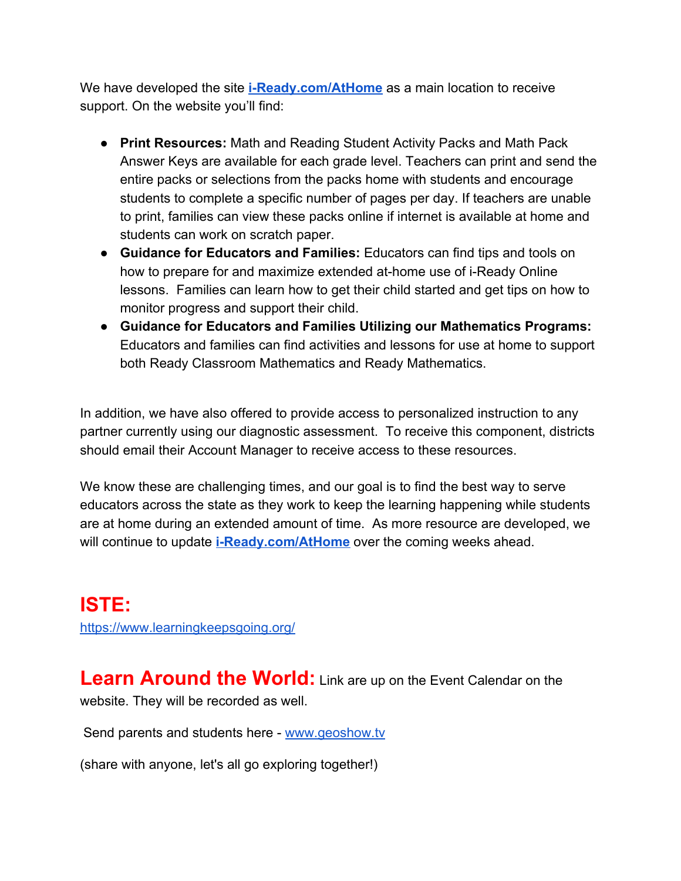We have developed the site **[i-Ready.com/AtHome](i-Ready.com/AtHome)** as a main location to receive support. On the website you'll find:

- **Print Resources:** Math and Reading Student Activity Packs and Math Pack Answer Keys are available for each grade level. Teachers can print and send the entire packs or selections from the packs home with students and encourage students to complete a specific number of pages per day. If teachers are unable to print, families can view these packs online if internet is available at home and students can work on scratch paper.
- **Guidance for Educators and Families:** Educators can find tips and tools on how to prepare for and maximize extended at-home use of i-Ready Online lessons. Families can learn how to get their child started and get tips on how to monitor progress and support their child.
- **Guidance for Educators and Families Utilizing our Mathematics Programs:** Educators and families can find activities and lessons for use at home to support both Ready Classroom Mathematics and Ready Mathematics.

In addition, we have also offered to provide access to personalized instruction to any partner currently using our diagnostic assessment. To receive this component, districts should email their Account Manager to receive access to these resources.

We know these are challenging times, and our goal is to find the best way to serve educators across the state as they work to keep the learning happening while students are at home during an extended amount of time. As more resource are developed, we will continue to update **[i-Ready.com/AtHome](i-Ready.com/AtHome)** over the coming weeks ahead.

## ISTE:

https://www.learningkeepsgoing.org/

## Learn Around the World:

Link are up on the Event Calendar on the website. They will be recorded as well.

Send parents and students here - www.geoshow.tv

(share with anyone, let's all go exploring together!)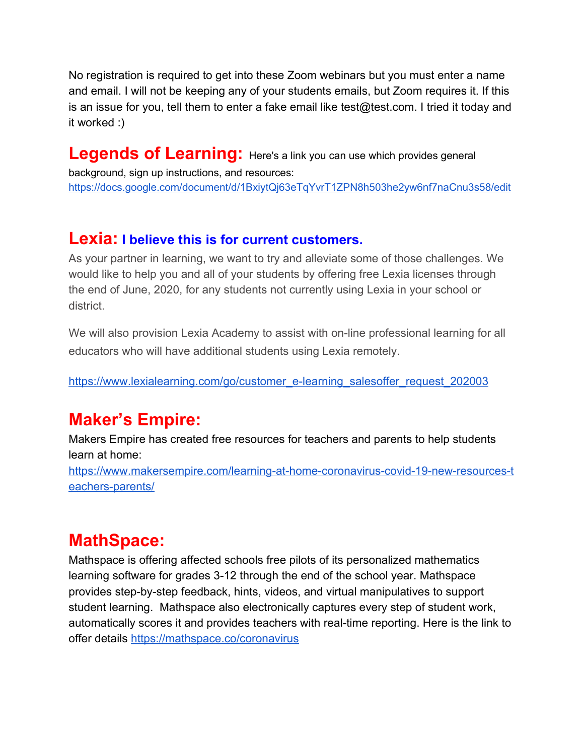No registration is required to get into these Zoom webinars but you must enter a name and email. I will not be keeping any of your students emails, but Zoom requires it. If this is an issue for you, tell them to enter a fake email like test@test.com. I tried it today and it worked :)

## Legends of Learning:

Here's a link you can use which provides general background, sign up instructions, and resources: https://docs.google.com/document/d/1BxiytQj63eTqYvrT1ZPN8h503he2yw6nf7naCnu3s58/edit

## Lexia: **I believe this is for current customers.**

As your partner in learning, we want to try and alleviate some of those challenges. We would like to help you and all of your students by offering free Lexia licenses through the end of June, 2020, for any students not currently using Lexia in your school or district.

We will also provision Lexia Academy to assist with on-line professional learning for all educators who will have additional students using Lexia remotely.

https://www.lexialearning.com/go/customer_e-learning_salesoffer_request_202003

## Maker's Empire:

Makers Empire has created free resources for teachers and parents to help students learn at home: https://www.makersempire.com/learning-at-home-coronavirus-covid-19-new-resources-teachers-parents/

## MathSpace:

Mathspace is offering affected schools free pilots of its personalized mathematics learning software for grades 3-12 through the end of the school year. Mathspace provides step-by-step feedback, hints, videos, and virtual manipulatives to support student learning. Mathspace also electronically captures every step of student work, automatically scores it and provides teachers with real-time reporting. Here is the link to offer details https://mathspace.co/coronavirus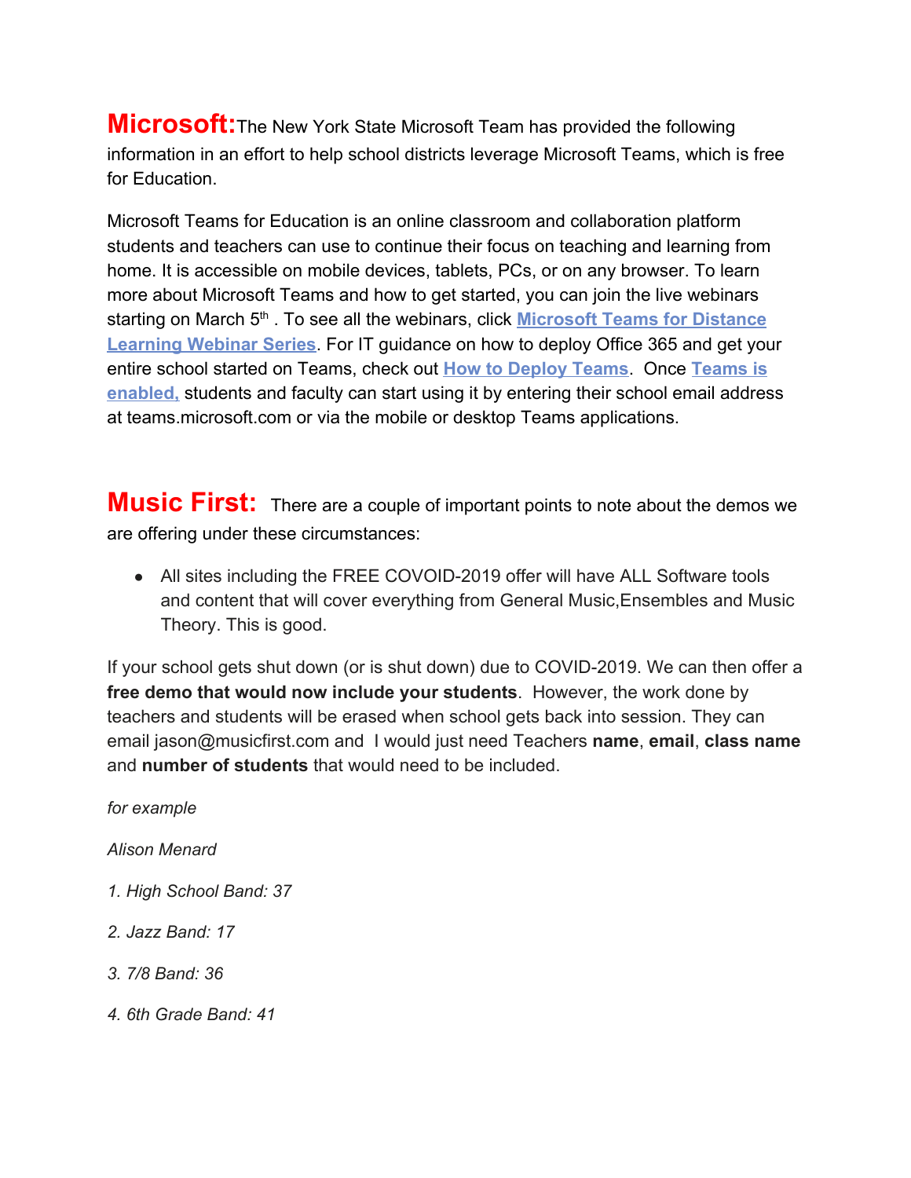**Microsoft:** The New York State Microsoft Team has provided the following information in an effort to help school districts leverage Microsoft Teams, which is free for Education.

Microsoft Teams for Education is an online classroom and collaboration platform students and teachers can use to continue their focus on teaching and learning from home. It is accessible on mobile devices, tablets, PCs, or on any browser. To learn more about Microsoft Teams and how to get started, you can join the live webinars starting on March 5th . To see all the webinars, click **Microsoft Teams for Distance Learning Webinar Series**. For IT guidance on how to deploy Office 365 and get your entire school started on Teams, check out **How to Deploy Teams**. Once **Teams is enabled,** students and faculty can start using it by entering their school email address at teams.microsoft.com or via the mobile or desktop Teams applications.

**Music First:** There are a couple of important points to note about the demos we are offering under these circumstances:

- All sites including the FREE COVOID-2019 offer will have ALL Software tools and content that will cover everything from General Music,Ensembles and Music Theory. This is good.

If your school gets shut down (or is shut down) due to COVID-2019. We can then offer a **free demo that would now include your students**. However, the work done by teachers and students will be erased when school gets back into session. They can email jason@musicfirst.com and I would just need Teachers **name**, **email**, **class name** and **number of students** that would need to be included.

*for example*

*Alison Menard*

*1. High School Band: 37*

*2. Jazz Band: 17*

*3. 7/8 Band: 36*

*4. 6th Grade Band: 41*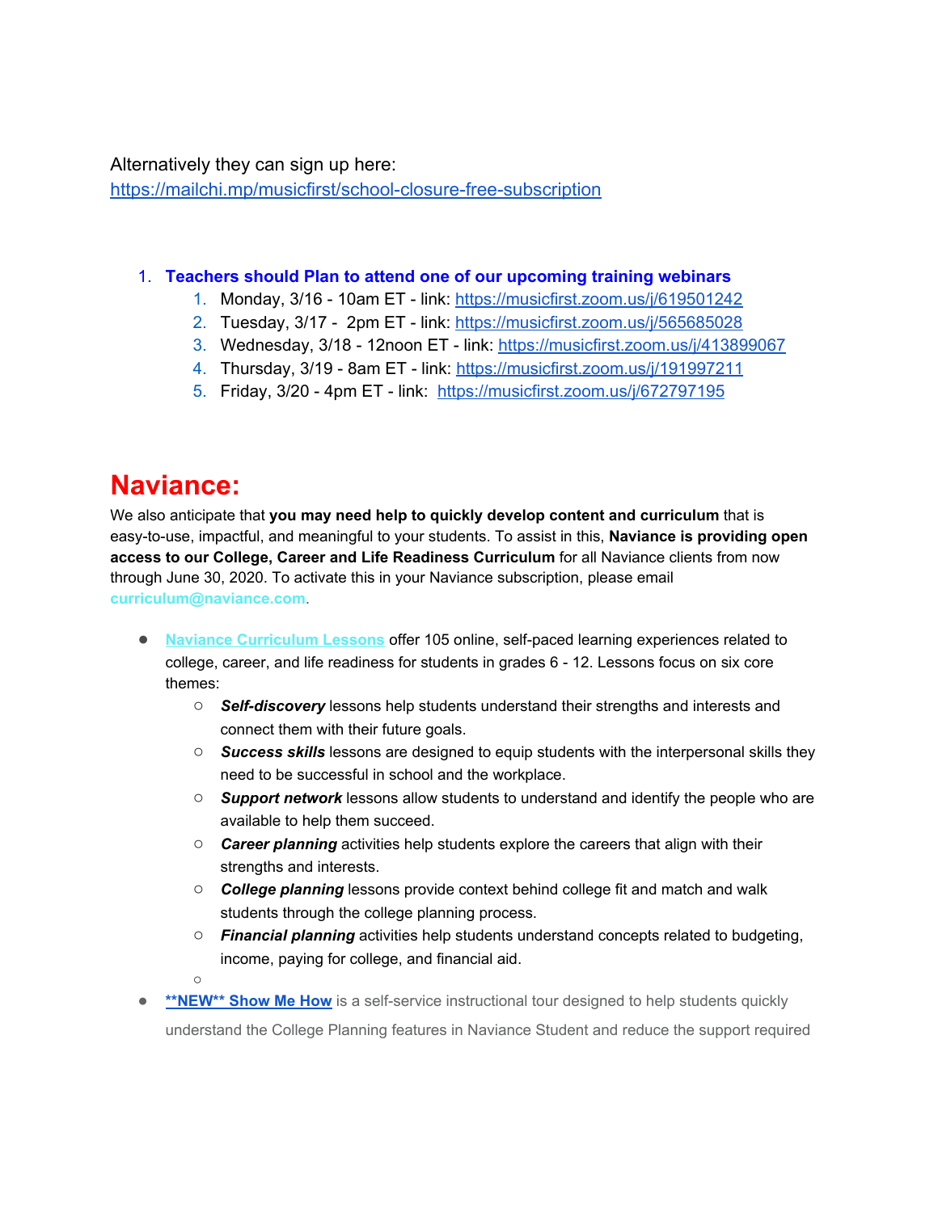Alternatively they can sign up here:
https://mailchi.mp/musicfirst/school-closure-free-subscription

1. **Teachers should Plan to attend one of our upcoming training webinars**
    1. Monday, 3/16 - 10am ET - link: https://musicfirst.zoom.us/j/619501242
    2. Tuesday, 3/17 - 2pm ET - link: https://musicfirst.zoom.us/j/565685028
    3. Wednesday, 3/18 - 12noon ET - link: https://musicfirst.zoom.us/j/413899067
    4. Thursday, 3/19 - 8am ET - link: https://musicfirst.zoom.us/j/191997211
    5. Friday, 3/20 - 4pm ET - link: https://musicfirst.zoom.us/j/672797195

# Naviance:

We also anticipate that **you may need help to quickly develop content and curriculum** that is easy-to-use, impactful, and meaningful to your students. To assist in this, **Naviance is providing open access to our College, Career and Life Readiness Curriculum** for all Naviance clients from now through June 30, 2020. To activate this in your Naviance subscription, please email **curriculum@naviance.com**.

- Naviance Curriculum Lessons offer 105 online, self-paced learning experiences related to college, career, and life readiness for students in grades 6 - 12. Lessons focus on six core themes:
    - ***Self-discovery*** lessons help students understand their strengths and interests and connect them with their future goals.
    - ***Success skills*** lessons are designed to equip students with the interpersonal skills they need to be successful in school and the workplace.
    - ***Support network*** lessons allow students to understand and identify the people who are available to help them succeed.
    - ***Career planning*** activities help students explore the careers that align with their strengths and interests.
    - ***College planning*** lessons provide context behind college fit and match and walk students through the college planning process.
    - ***Financial planning*** activities help students understand concepts related to budgeting, income, paying for college, and financial aid.
- **\*\*NEW\*\* Show Me How** is a self-service instructional tour designed to help students quickly understand the College Planning features in Naviance Student and reduce the support required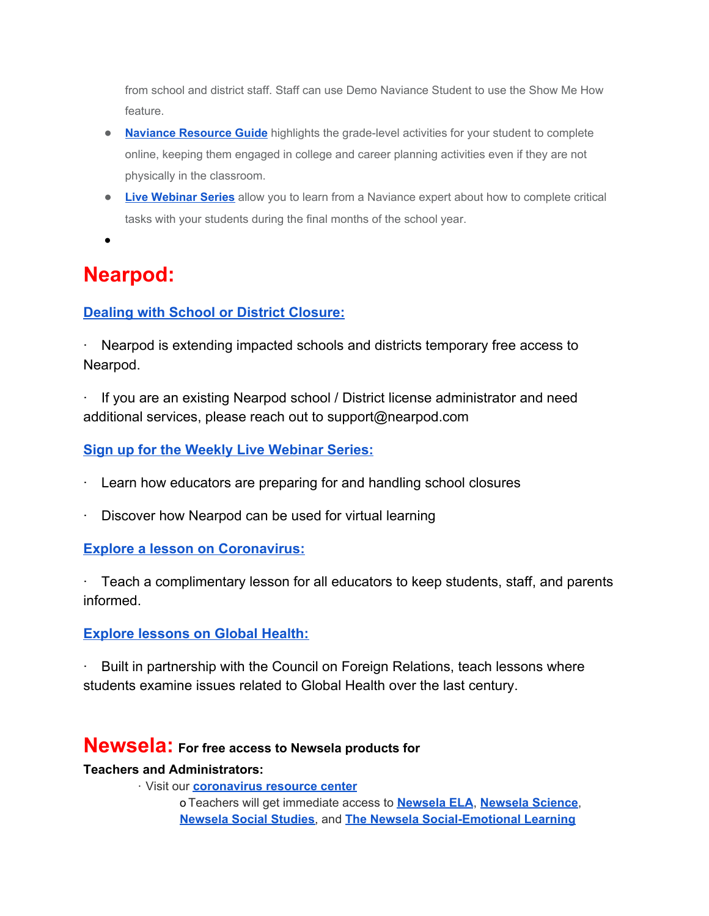from school and district staff. Staff can use Demo Naviance Student to use the Show Me How feature.

- **Naviance Resource Guide** highlights the grade-level activities for your student to complete online, keeping them engaged in college and career planning activities even if they are not physically in the classroom.
- **Live Webinar Series** allow you to learn from a Naviance expert about how to complete critical tasks with your students during the final months of the school year.
-

## Nearpod:

**Dealing with School or District Closure:**

- Nearpod is extending impacted schools and districts temporary free access to Nearpod.
- If you are an existing Nearpod school / District license administrator and need additional services, please reach out to support@nearpod.com

**Sign up for the Weekly Live Webinar Series:**

- Learn how educators are preparing for and handling school closures
- Discover how Nearpod can be used for virtual learning

**Explore a lesson on Coronavirus:**

- Teach a complimentary lesson for all educators to keep students, staff, and parents informed.

**Explore lessons on Global Health:**

- Built in partnership with the Council on Foreign Relations, teach lessons where students examine issues related to Global Health over the last century.

## Newsela: For free access to Newsela products for Teachers and Administrators:

- Visit our **coronavirus resource center**
  - Teachers will get immediate access to **Newsela ELA**, **Newsela Science**, **Newsela Social Studies**, and **The Newsela Social-Emotional Learning**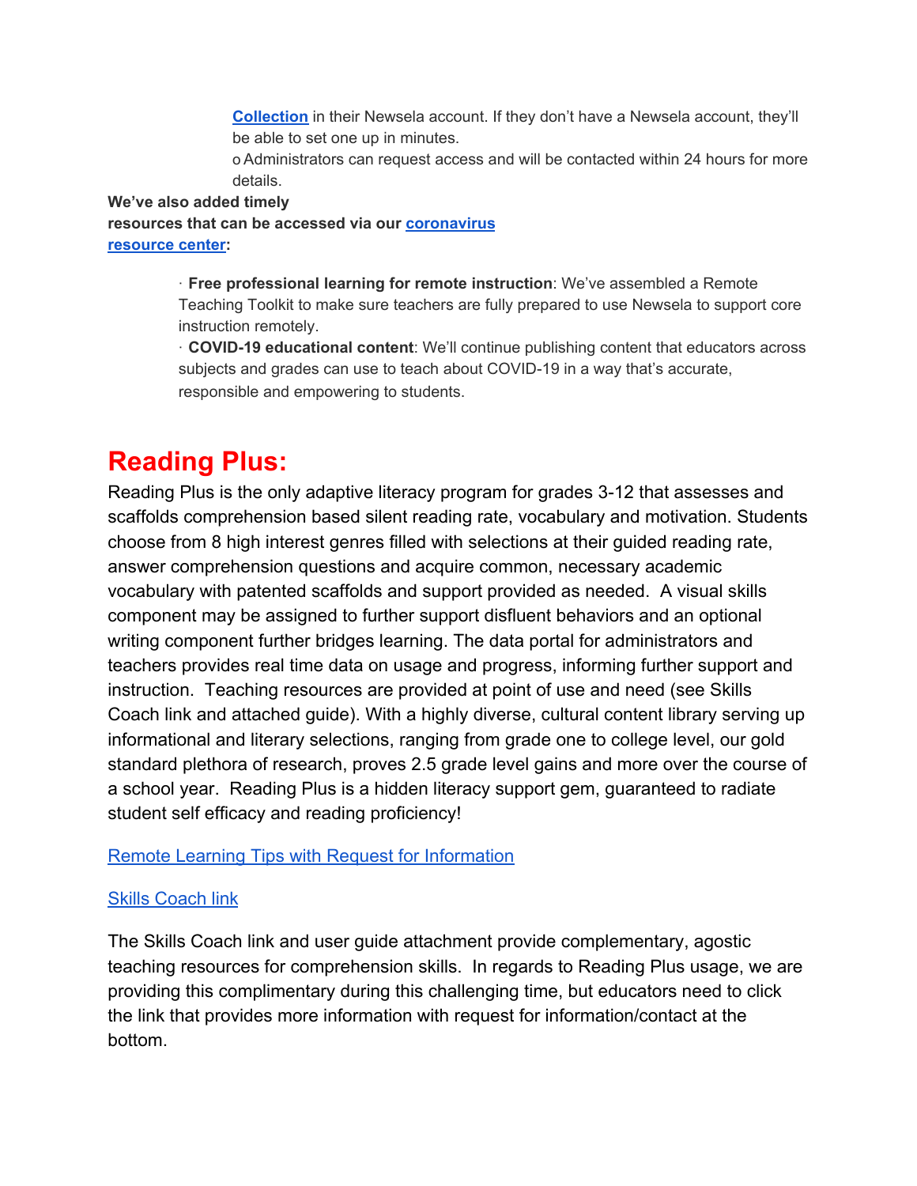[Collection](#) in their Newsela account. If they don't have a Newsela account, they'll be able to set one up in minutes.

o Administrators can request access and will be contacted within 24 hours for more details.

**We've also added timely resources that can be accessed via our [coronavirus resource center](#):**

· **Free professional learning for remote instruction**: We've assembled a Remote Teaching Toolkit to make sure teachers are fully prepared to use Newsela to support core instruction remotely.

· **COVID-19 educational content**: We'll continue publishing content that educators across subjects and grades can use to teach about COVID-19 in a way that's accurate, responsible and empowering to students.

# Reading Plus:

Reading Plus is the only adaptive literacy program for grades 3-12 that assesses and scaffolds comprehension based silent reading rate, vocabulary and motivation. Students choose from 8 high interest genres filled with selections at their guided reading rate, answer comprehension questions and acquire common, necessary academic vocabulary with patented scaffolds and support provided as needed. A visual skills component may be assigned to further support disfluent behaviors and an optional writing component further bridges learning. The data portal for administrators and teachers provides real time data on usage and progress, informing further support and instruction. Teaching resources are provided at point of use and need (see Skills Coach link and attached guide). With a highly diverse, cultural content library serving up informational and literary selections, ranging from grade one to college level, our gold standard plethora of research, proves 2.5 grade level gains and more over the course of a school year. Reading Plus is a hidden literacy support gem, guaranteed to radiate student self efficacy and reading proficiency!

[Remote Learning Tips with Request for Information](#)

[Skills Coach link](#)

The Skills Coach link and user guide attachment provide complementary, agostic teaching resources for comprehension skills. In regards to Reading Plus usage, we are providing this complimentary during this challenging time, but educators need to click the link that provides more information with request for information/contact at the bottom.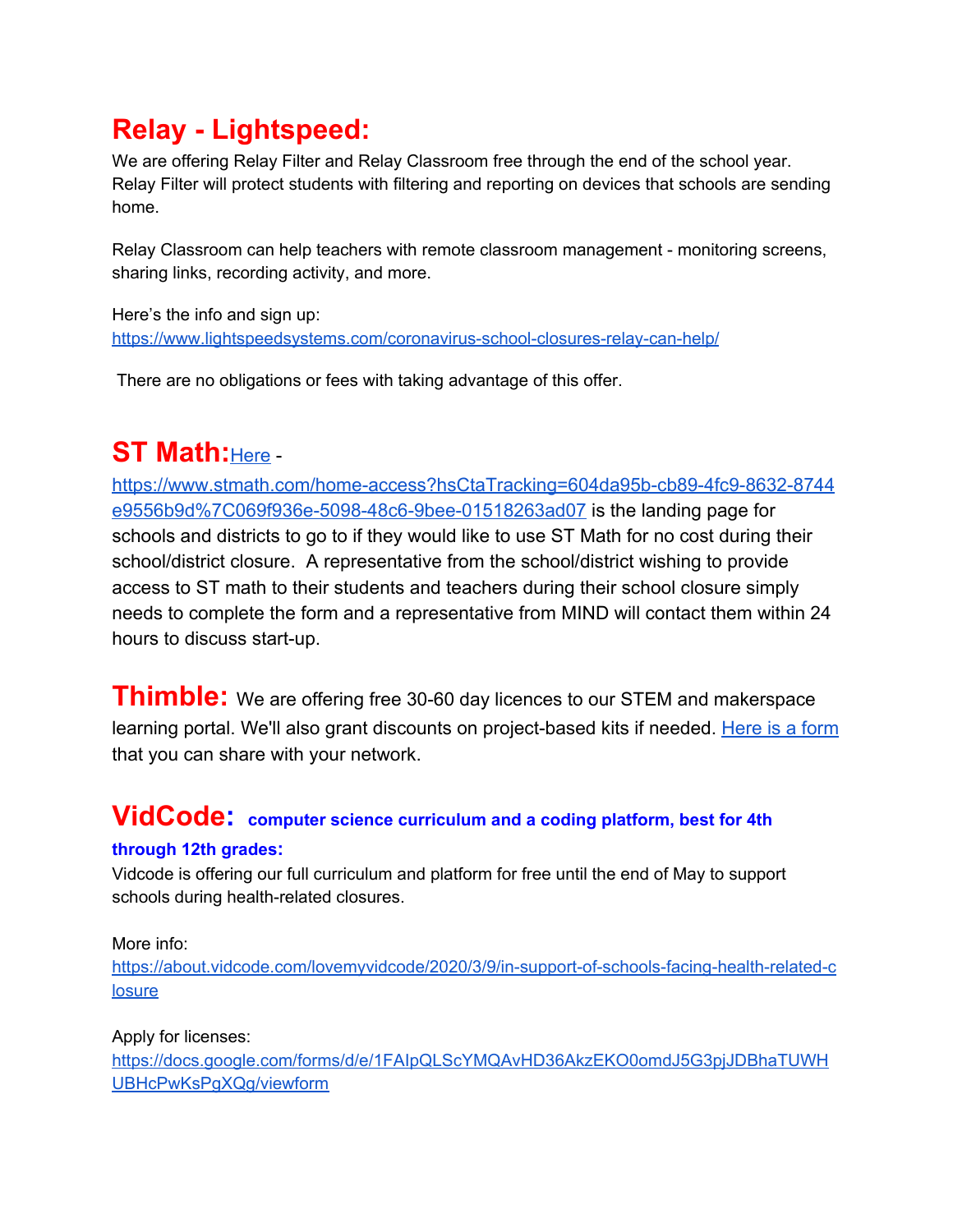## Relay - Lightspeed:

We are offering Relay Filter and Relay Classroom free through the end of the school year. Relay Filter will protect students with filtering and reporting on devices that schools are sending home.

Relay Classroom can help teachers with remote classroom management - monitoring screens, sharing links, recording activity, and more.

Here's the info and sign up:
https://www.lightspeedsystems.com/coronavirus-school-closures-relay-can-help/

There are no obligations or fees with taking advantage of this offer.

## ST Math:

Here - https://www.stmath.com/home-access?hsCtaTracking=604da95b-cb89-4fc9-8632-8744e9556b9d%7C069f936e-5098-48c6-9bee-01518263ad07 is the landing page for schools and districts to go to if they would like to use ST Math for no cost during their school/district closure. A representative from the school/district wishing to provide access to ST math to their students and teachers during their school closure simply needs to complete the form and a representative from MIND will contact them within 24 hours to discuss start-up.

## Thimble:

We are offering free 30-60 day licences to our STEM and makerspace learning portal. We'll also grant discounts on project-based kits if needed. Here is a form that you can share with your network.

## VidCode: **computer science curriculum and a coding platform, best for 4th through 12th grades:**

Vidcode is offering our full curriculum and platform for free until the end of May to support schools during health-related closures.

More info:
https://about.vidcode.com/lovemyvidcode/2020/3/9/in-support-of-schools-facing-health-related-closure

Apply for licenses:
https://docs.google.com/forms/d/e/1FAIpQLScYMQAvHD36AkzEKO0omdJ5G3pjJDBhaTUWHUBHcPwKsPgXQg/viewform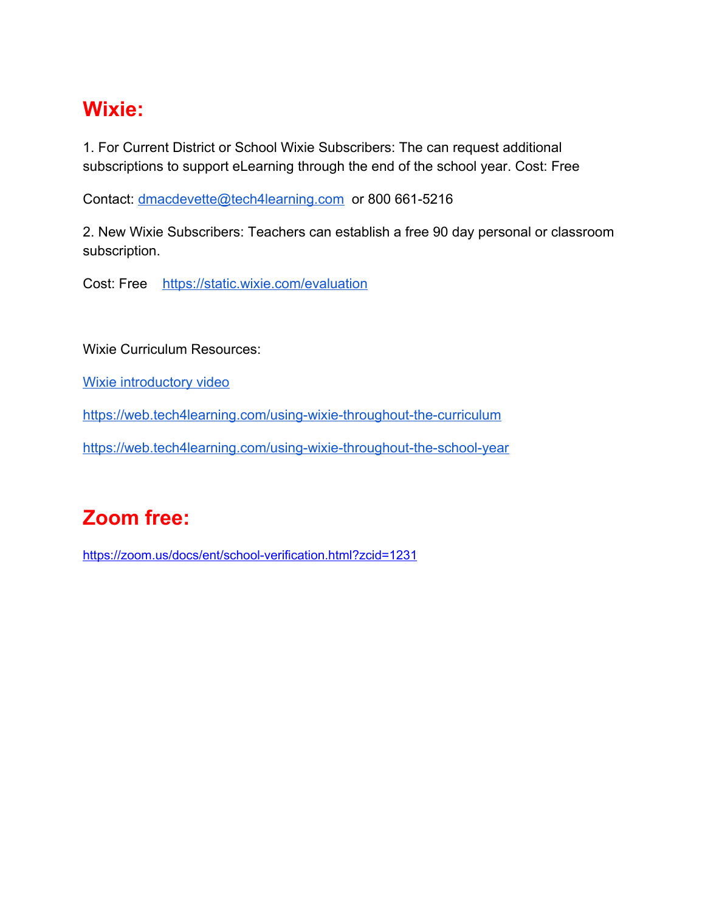## Wixie:

1. For Current District or School Wixie Subscribers: The can request additional subscriptions to support eLearning through the end of the school year. Cost: Free

Contact: dmacdevette@tech4learning.com or 800 661-5216

2. New Wixie Subscribers: Teachers can establish a free 90 day personal or classroom subscription.

Cost: Free https://static.wixie.com/evaluation

Wixie Curriculum Resources:

Wixie introductory video

https://web.tech4learning.com/using-wixie-throughout-the-curriculum

https://web.tech4learning.com/using-wixie-throughout-the-school-year

## Zoom free:

https://zoom.us/docs/ent/school-verification.html?zcid=1231